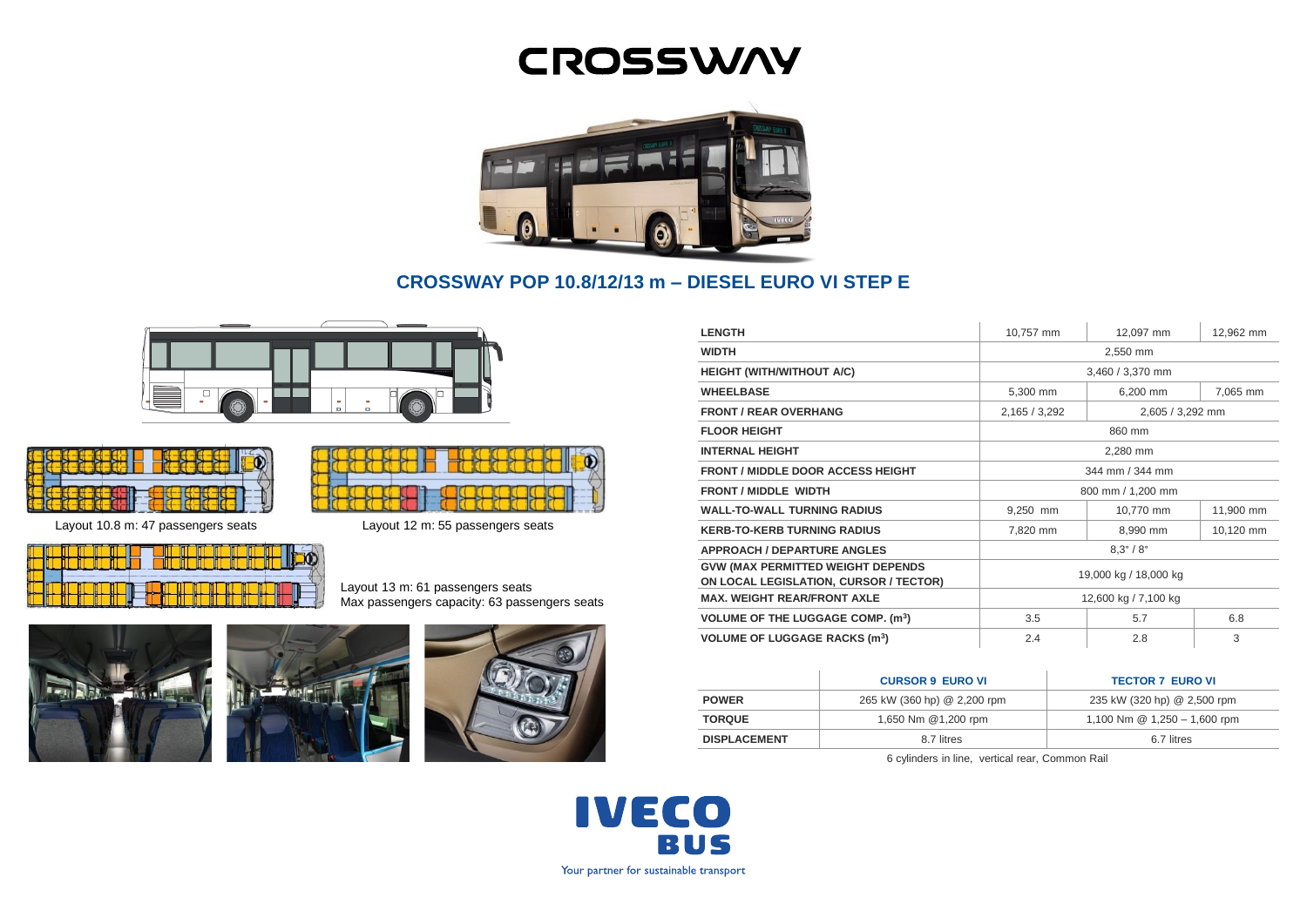# CROSSWAY

## CROSSWAY POP 10.8/12/13 m – DIESEL EURO VI STEP E

Layout 10.8 m: 47 passengers seats

Layout 12 m: 55 passengers seats

Layout 13 m: 61 passengers seats
Max passengers capacity: 63 passengers seats

| | | | |
|---|---|---|---|
| **LENGTH** | 10,757 mm | 12,097 mm | 12,962 mm |
| **WIDTH** | 2,550 mm | | |
| **HEIGHT (WITH/WITHOUT A/C)** | 3,460 / 3,370 mm | | |
| **WHEELBASE** | 5,300 mm | 6,200 mm | 7,065 mm |
| **FRONT / REAR OVERHANG** | 2,165 / 3,292 | 2,605 / 3,292 mm | |
| **FLOOR HEIGHT** | 860 mm | | |
| **INTERNAL HEIGHT** | 2,280 mm | | |
| **FRONT / MIDDLE DOOR ACCESS HEIGHT** | 344 mm / 344 mm | | |
| **FRONT / MIDDLE WIDTH** | 800 mm / 1,200 mm | | |
| **WALL-TO-WALL TURNING RADIUS** | 9,250 mm | 10,770 mm | 11,900 mm |
| **KERB-TO-KERB TURNING RADIUS** | 7,820 mm | 8,990 mm | 10,120 mm |
| **APPROACH / DEPARTURE ANGLES** | 8,3° / 8° | | |
| **GVW (MAX PERMITTED WEIGHT DEPENDS ON LOCAL LEGISLATION, CURSOR / TECTOR)** | 19,000 kg / 18,000 kg | | |
| **MAX. WEIGHT REAR/FRONT AXLE** | 12,600 kg / 7,100 kg | | |
| **VOLUME OF THE LUGGAGE COMP. ($m^3$)** | 3.5 | 5.7 | 6.8 |
| **VOLUME OF LUGGAGE RACKS ($m^3$)** | 2.4 | 2.8 | 3 |

| | CURSOR 9 EURO VI | TECTOR 7 EURO VI |
|---|---|---|
| **POWER** | 265 kW (360 hp) @ 2,200 rpm | 235 kW (320 hp) @ 2,500 rpm |
| **TORQUE** | 1,650 Nm @1,200 rpm | 1,100 Nm @ 1,250 – 1,600 rpm |
| **DISPLACEMENT** | 8.7 litres | 6.7 litres |

6 cylinders in line, vertical rear, Common Rail

IVECO BUS

Your partner for sustainable transport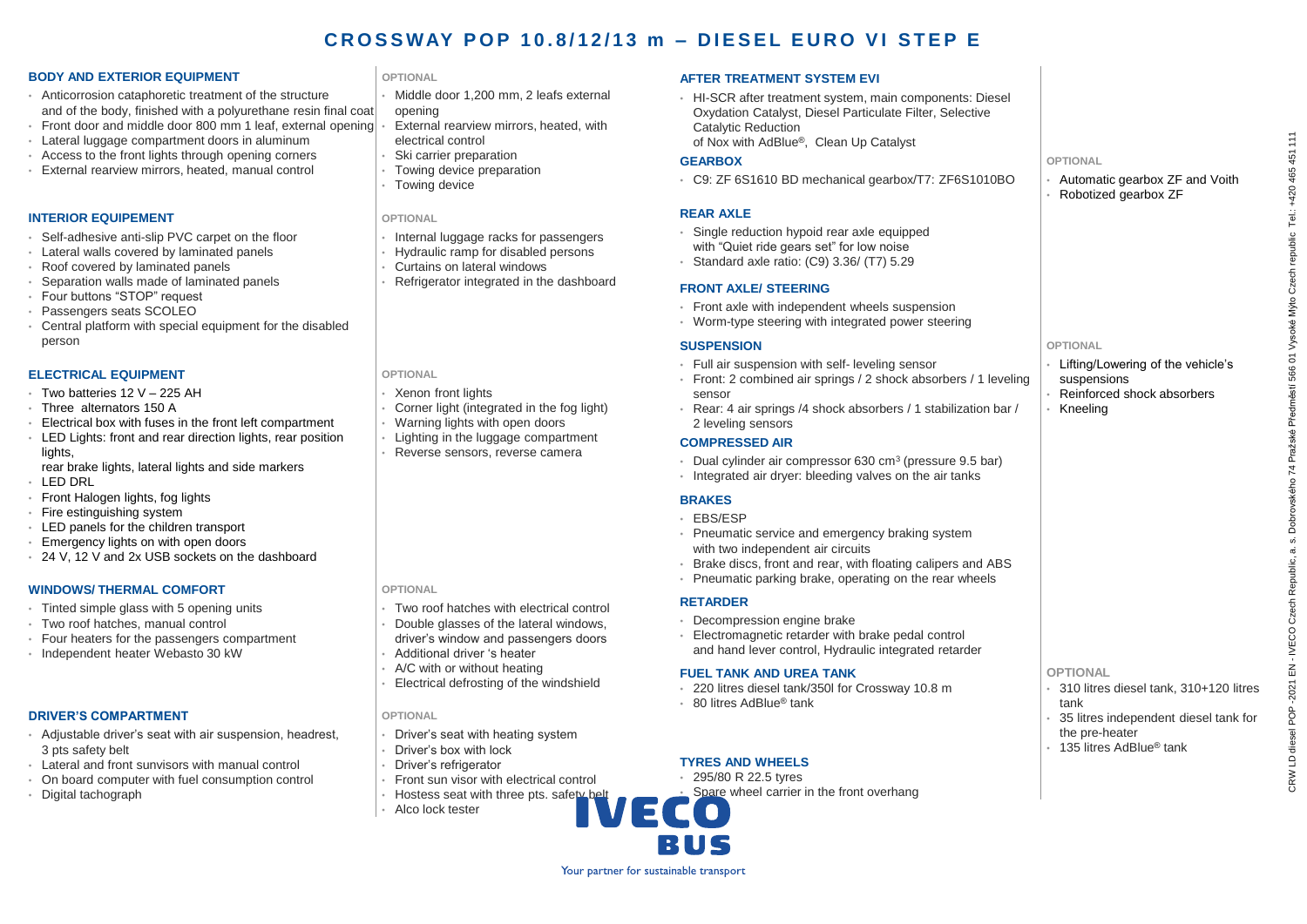# CROSSWAY POP 10.8/12/13 m – DIESEL EURO VI STEP E

## BODY AND EXTERIOR EQUIPMENT

- Anticorrosion cataphoretic treatment of the structure and of the body, finished with a polyurethane resin final coat
- Front door and middle door 800 mm 1 leaf, external opening
- Lateral luggage compartment doors in aluminum
- Access to the front lights through opening corners
- External rearview mirrors, heated, manual control

**OPTIONAL**

- Middle door 1,200 mm, 2 leafs external opening
- External rearview mirrors, heated, with electrical control
- Ski carrier preparation
- Towing device preparation
- Towing device

## INTERIOR EQUIPEMENT

- Self-adhesive anti-slip PVC carpet on the floor
- Lateral walls covered by laminated panels
- Roof covered by laminated panels
- Separation walls made of laminated panels
- Four buttons "STOP" request
- Passengers seats SCOLEO
- Central platform with special equipment for the disabled person

**OPTIONAL**

- Internal luggage racks for passengers
- Hydraulic ramp for disabled persons
- Curtains on lateral windows
- Refrigerator integrated in the dashboard

## ELECTRICAL EQUIPMENT

- Two batteries 12 V – 225 AH
- Three alternators 150 A
- Electrical box with fuses in the front left compartment
- LED Lights: front and rear direction lights, rear position lights, rear brake lights, lateral lights and side markers
- LED DRL
- Front Halogen lights, fog lights
- Fire estinguishing system
- LED panels for the children transport
- Emergency lights on with open doors
- 24 V, 12 V and 2x USB sockets on the dashboard

**OPTIONAL**

- Xenon front lights
- Corner light (integrated in the fog light)
- Warning lights with open doors
- Lighting in the luggage compartment
- Reverse sensors, reverse camera

## WINDOWS/ THERMAL COMFORT

- Tinted simple glass with 5 opening units
- Two roof hatches, manual control
- Four heaters for the passengers compartment
- Independent heater Webasto 30 kW

**OPTIONAL**

- Two roof hatches with electrical control
- Double glasses of the lateral windows, driver's window and passengers doors
- Additional driver 's heater
- A/C with or without heating
- Electrical defrosting of the windshield

## DRIVER'S COMPARTMENT

- Adjustable driver's seat with air suspension, headrest, 3 pts safety belt
- Lateral and front sunvisors with manual control
- On board computer with fuel consumption control
- Digital tachograph

**OPTIONAL**

- Driver's seat with heating system
- Driver's box with lock
- Driver's refrigerator
- Front sun visor with electrical control
- Hostess seat with three pts. safety belt
- Alco lock tester

## AFTER TREATMENT SYSTEM EVI

- HI-SCR after treatment system, main components: Diesel Oxydation Catalyst, Diesel Particulate Filter, Selective Catalytic Reduction of Nox with AdBlue®, Clean Up Catalyst

## GEARBOX

- C9: ZF 6S1610 BD mechanical gearbox/T7: ZF6S1010BO

**OPTIONAL**

- Automatic gearbox ZF and Voith
- Robotized gearbox ZF

## REAR AXLE

- Single reduction hypoid rear axle equipped with "Quiet ride gears set" for low noise
- Standard axle ratio: (C9) 3.36/ (T7) 5.29

## FRONT AXLE/ STEERING

- Front axle with independent wheels suspension
- Worm-type steering with integrated power steering

## SUSPENSION

- Full air suspension with self- leveling sensor
- Front: 2 combined air springs / 2 shock absorbers / 1 leveling sensor
- Rear: 4 air springs /4 shock absorbers / 1 stabilization bar / 2 leveling sensors

**OPTIONAL**

- Lifting/Lowering of the vehicle's suspensions
- Reinforced shock absorbers
- Kneeling

## COMPRESSED AIR

- Dual cylinder air compressor 630 cm³ (pressure 9.5 bar)
- Integrated air dryer: bleeding valves on the air tanks

## BRAKES

- EBS/ESP
- Pneumatic service and emergency braking system with two independent air circuits
- Brake discs, front and rear, with floating calipers and ABS
- Pneumatic parking brake, operating on the rear wheels

## RETARDER

- Decompression engine brake
- Electromagnetic retarder with brake pedal control and hand lever control, Hydraulic integrated retarder

## FUEL TANK AND UREA TANK

- 220 litres diesel tank/350l for Crossway 10.8 m
- 80 litres AdBlue® tank

**OPTIONAL**

- 310 litres diesel tank, 310+120 litres tank
- 35 litres independent diesel tank for the pre-heater
- 135 litres AdBlue® tank

## TYRES AND WHEELS

- 295/80 R 22.5 tyres
- Spare wheel carrier in the front overhang

IVECO BUS

Your partner for sustainable transport

CRW LD diesel POP -2021 EN - IVECO Czech Republic, a. s. Dobrovského 74 Pražské Předměstí 566 01 Vysoké Mýto Czech republic Tel.: +420 465 451 111